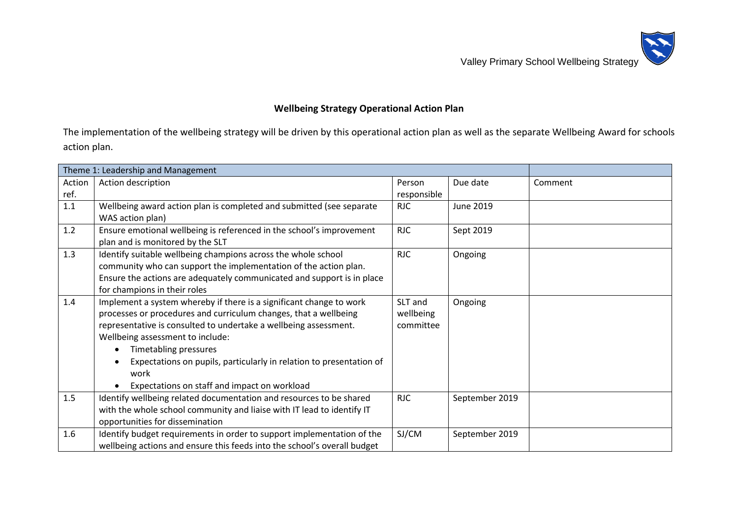**Wellbeing Strategy Operational Action Plan**

The implementation of the wellbeing strategy will be driven by this operational action plan as well as the separate Wellbeing Award for schools action plan.

| Theme 1: Leadership and Management | | | | |
|---|---|---|---|---|
| Action ref. | Action description | Person responsible | Due date | Comment |
| 1.1 | Wellbeing award action plan is completed and submitted (see separate WAS action plan) | RJC | June 2019 | |
| 1.2 | Ensure emotional wellbeing is referenced in the school's improvement plan and is monitored by the SLT | RJC | Sept 2019 | |
| 1.3 | Identify suitable wellbeing champions across the whole school community who can support the implementation of the action plan. Ensure the actions are adequately communicated and support is in place for champions in their roles | RJC | Ongoing | |
| 1.4 | Implement a system whereby if there is a significant change to work processes or procedures and curriculum changes, that a wellbeing representative is consulted to undertake a wellbeing assessment. Wellbeing assessment to include: <br>• Timetabling pressures <br>• Expectations on pupils, particularly in relation to presentation of work <br>• Expectations on staff and impact on workload | SLT and wellbeing committee | Ongoing | |
| 1.5 | Identify wellbeing related documentation and resources to be shared with the whole school community and liaise with IT lead to identify IT opportunities for dissemination | RJC | September 2019 | |
| 1.6 | Identify budget requirements in order to support implementation of the wellbeing actions and ensure this feeds into the school's overall budget | SJ/CM | September 2019 | |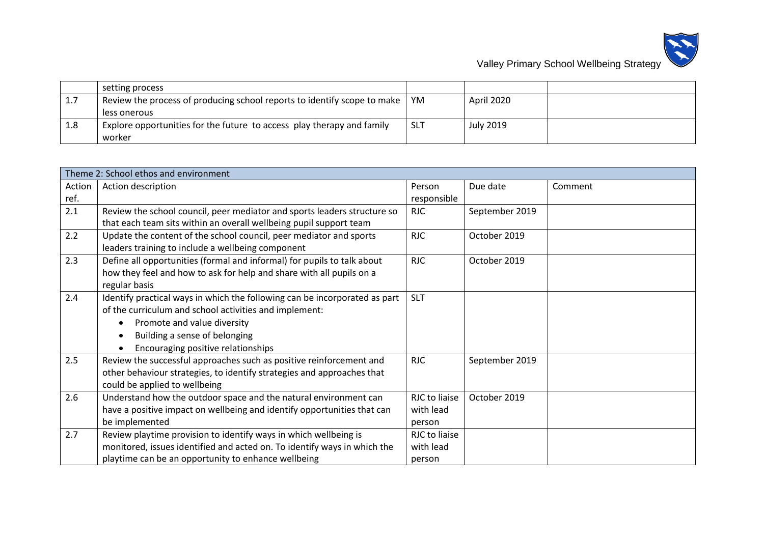| | setting process | | | |
|---|---|---|---|---|
| 1.7 | Review the process of producing school reports to identify scope to make less onerous | YM | April 2020 | |
| 1.8 | Explore opportunities for the future to access play therapy and family worker | SLT | July 2019 | |

| Theme 2: School ethos and environment | | | | |
|---|---|---|---|---|
| Action ref. | Action description | Person responsible | Due date | Comment |
| 2.1 | Review the school council, peer mediator and sports leaders structure so that each team sits within an overall wellbeing pupil support team | RJC | September 2019 | |
| 2.2 | Update the content of the school council, peer mediator and sports leaders training to include a wellbeing component | RJC | October 2019 | |
| 2.3 | Define all opportunities (formal and informal) for pupils to talk about how they feel and how to ask for help and share with all pupils on a regular basis | RJC | October 2019 | |
| 2.4 | Identify practical ways in which the following can be incorporated as part of the curriculum and school activities and implement:<br>• Promote and value diversity<br>• Building a sense of belonging<br>• Encouraging positive relationships | SLT | | |
| 2.5 | Review the successful approaches such as positive reinforcement and other behaviour strategies, to identify strategies and approaches that could be applied to wellbeing | RJC | September 2019 | |
| 2.6 | Understand how the outdoor space and the natural environment can have a positive impact on wellbeing and identify opportunities that can be implemented | RJC to liaise with lead person | October 2019 | |
| 2.7 | Review playtime provision to identify ways in which wellbeing is monitored, issues identified and acted on. To identify ways in which the playtime can be an opportunity to enhance wellbeing | RJC to liaise with lead person | | |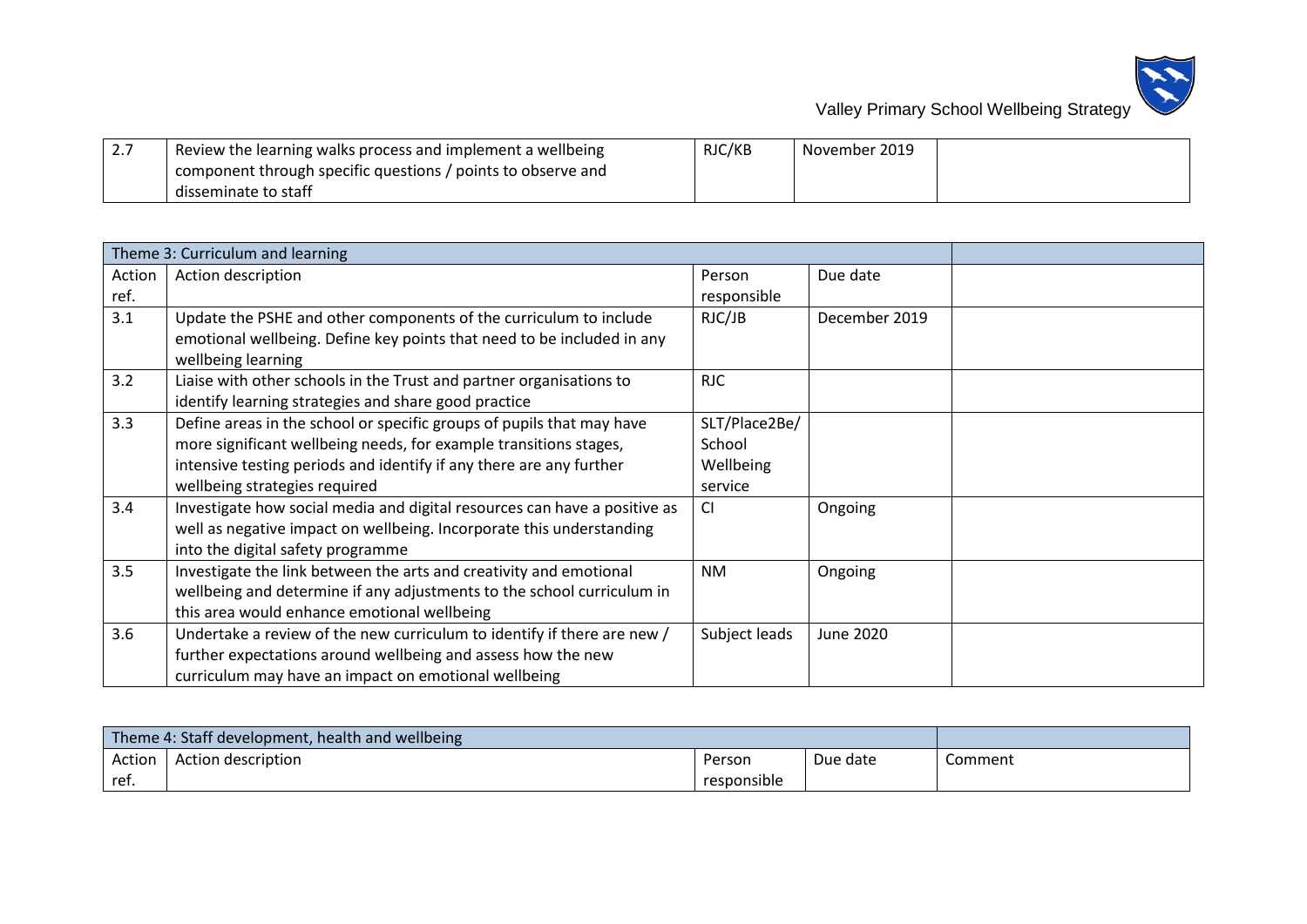| | | | | |
|---|---|---|---|---|
| 2.7 | Review the learning walks process and implement a wellbeing component through specific questions / points to observe and disseminate to staff | RJC/KB | November 2019 | |

| Theme 3: Curriculum and learning | | | | |
|---|---|---|---|---|
| Action ref. | Action description | Person responsible | Due date | |
| 3.1 | Update the PSHE and other components of the curriculum to include emotional wellbeing. Define key points that need to be included in any wellbeing learning | RJC/JB | December 2019 | |
| 3.2 | Liaise with other schools in the Trust and partner organisations to identify learning strategies and share good practice | RJC | | |
| 3.3 | Define areas in the school or specific groups of pupils that may have more significant wellbeing needs, for example transitions stages, intensive testing periods and identify if any there are any further wellbeing strategies required | SLT/Place2Be/ School Wellbeing service | | |
| 3.4 | Investigate how social media and digital resources can have a positive as well as negative impact on wellbeing. Incorporate this understanding into the digital safety programme | CI | Ongoing | |
| 3.5 | Investigate the link between the arts and creativity and emotional wellbeing and determine if any adjustments to the school curriculum in this area would enhance emotional wellbeing | NM | Ongoing | |
| 3.6 | Undertake a review of the new curriculum to identify if there are new / further expectations around wellbeing and assess how the new curriculum may have an impact on emotional wellbeing | Subject leads | June 2020 | |

| Theme 4: Staff development, health and wellbeing | | | | |
|---|---|---|---|---|
| Action ref. | Action description | Person responsible | Due date | Comment |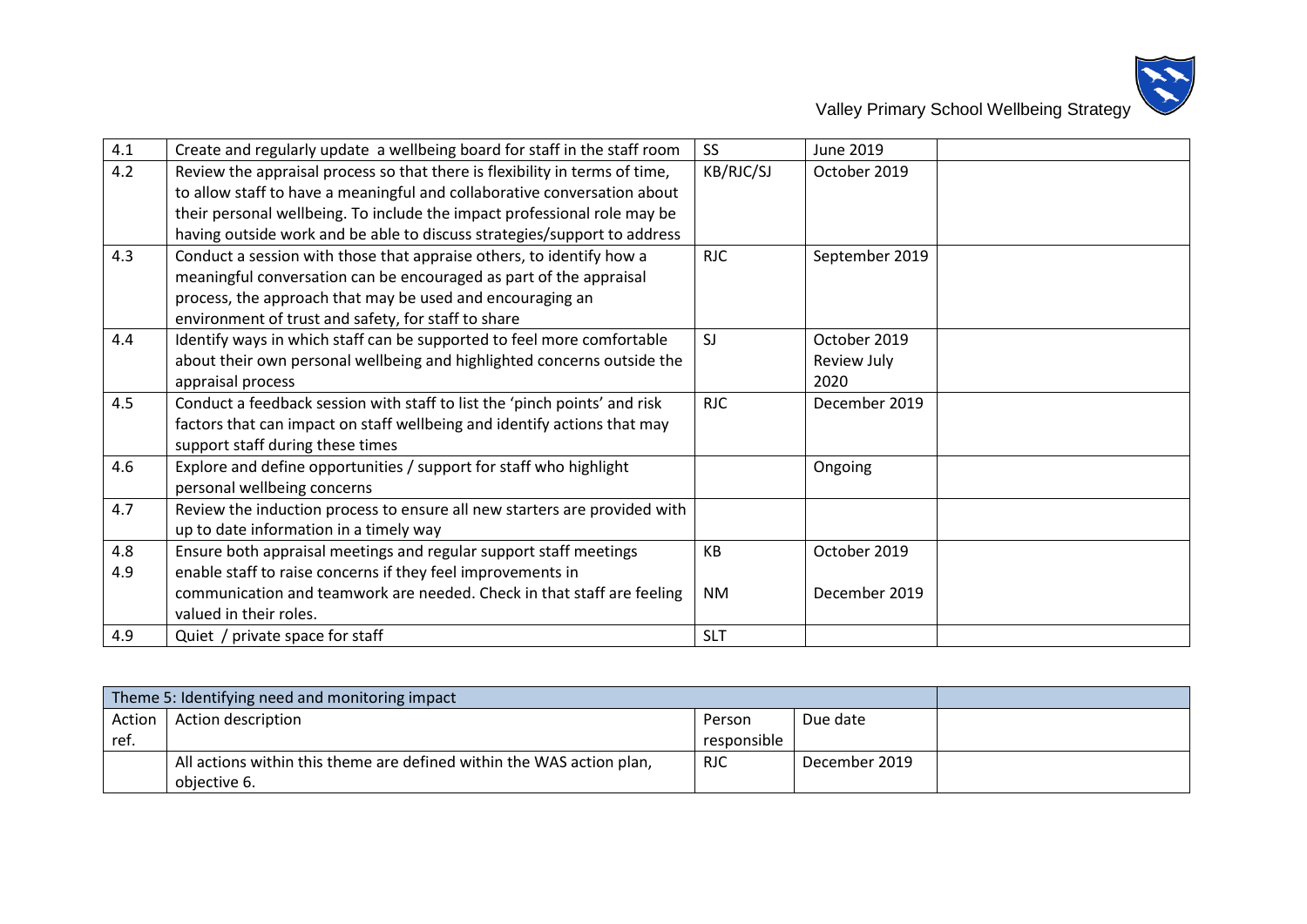| | | | | |
|---|---|---|---|---|
| 4.1 | Create and regularly update a wellbeing board for staff in the staff room | SS | June 2019 | |
| 4.2 | Review the appraisal process so that there is flexibility in terms of time, to allow staff to have a meaningful and collaborative conversation about their personal wellbeing. To include the impact professional role may be having outside work and be able to discuss strategies/support to address | KB/RJC/SJ | October 2019 | |
| 4.3 | Conduct a session with those that appraise others, to identify how a meaningful conversation can be encouraged as part of the appraisal process, the approach that may be used and encouraging an environment of trust and safety, for staff to share | RJC | September 2019 | |
| 4.4 | Identify ways in which staff can be supported to feel more comfortable about their own personal wellbeing and highlighted concerns outside the appraisal process | SJ | October 2019 Review July 2020 | |
| 4.5 | Conduct a feedback session with staff to list the 'pinch points' and risk factors that can impact on staff wellbeing and identify actions that may support staff during these times | RJC | December 2019 | |
| 4.6 | Explore and define opportunities / support for staff who highlight personal wellbeing concerns | | Ongoing | |
| 4.7 | Review the induction process to ensure all new starters are provided with up to date information in a timely way | | | |
| 4.8<br>4.9 | Ensure both appraisal meetings and regular support staff meetings enable staff to raise concerns if they feel improvements in communication and teamwork are needed. Check in that staff are feeling valued in their roles. | KB<br>NM | October 2019<br>December 2019 | |
| 4.9 | Quiet / private space for staff | SLT | | |

| Theme 5: Identifying need and monitoring impact | | | | |
|---|---|---|---|---|
| Action ref. | Action description | Person responsible | Due date | |
| | All actions within this theme are defined within the WAS action plan, objective 6. | RJC | December 2019 | |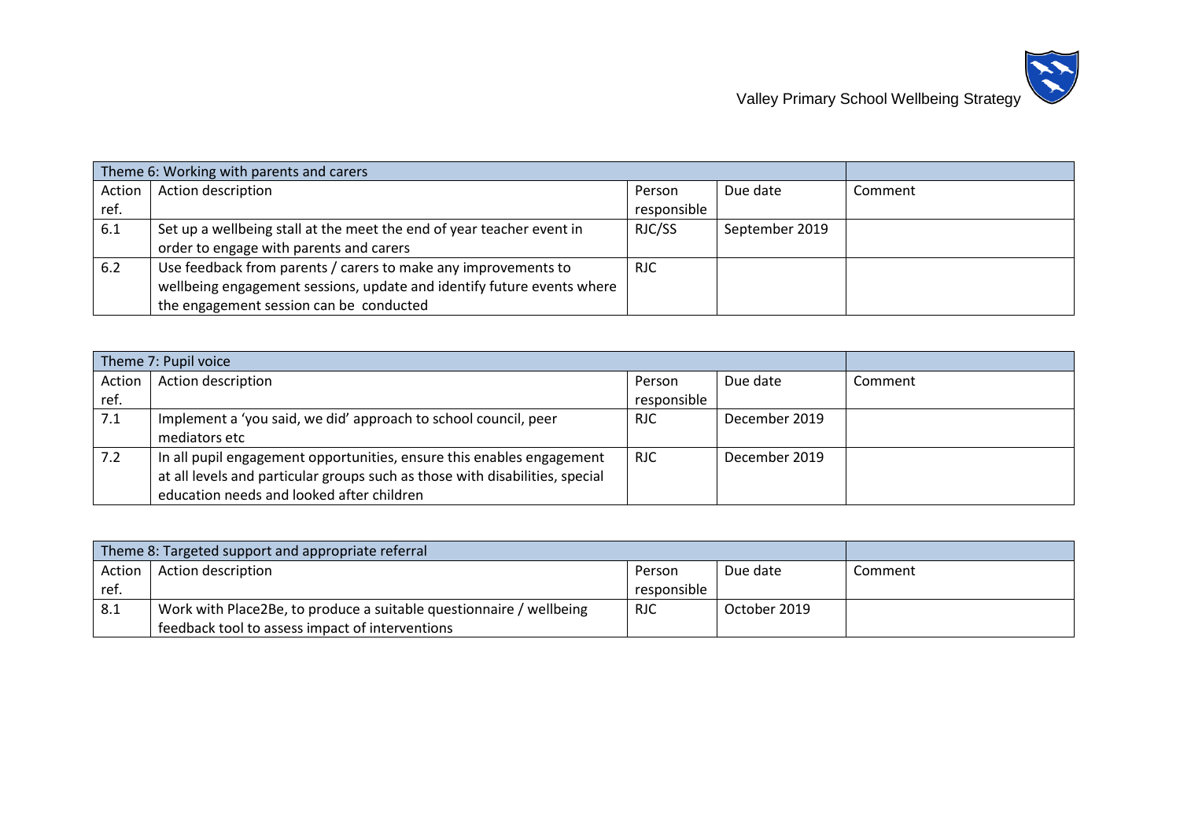| Theme 6: Working with parents and carers | | | | |
|---|---|---|---|---|
| Action ref. | Action description | Person responsible | Due date | Comment |
| 6.1 | Set up a wellbeing stall at the meet the end of year teacher event in order to engage with parents and carers | RJC/SS | September 2019 | |
| 6.2 | Use feedback from parents / carers to make any improvements to wellbeing engagement sessions, update and identify future events where the engagement session can be conducted | RJC | | |

| Theme 7: Pupil voice | | | | |
|---|---|---|---|---|
| Action ref. | Action description | Person responsible | Due date | Comment |
| 7.1 | Implement a 'you said, we did' approach to school council, peer mediators etc | RJC | December 2019 | |
| 7.2 | In all pupil engagement opportunities, ensure this enables engagement at all levels and particular groups such as those with disabilities, special education needs and looked after children | RJC | December 2019 | |

| Theme 8: Targeted support and appropriate referral | | | | |
|---|---|---|---|---|
| Action ref. | Action description | Person responsible | Due date | Comment |
| 8.1 | Work with Place2Be, to produce a suitable questionnaire / wellbeing feedback tool to assess impact of interventions | RJC | October 2019 | |